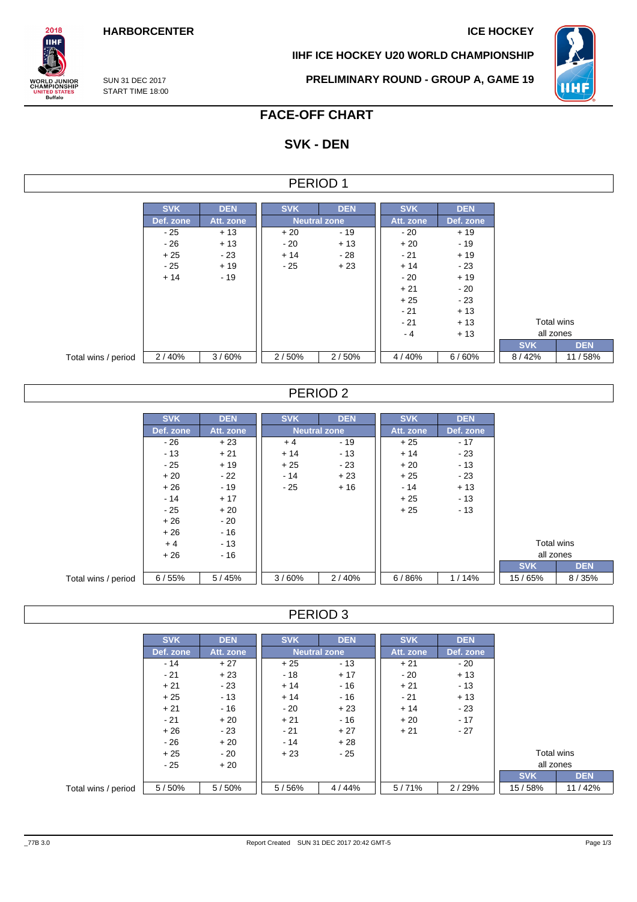HARBORCENTER

ICE HOCKEY

IIHF ICE HOCKEY U20 WORLD CHAMPIONSHIP

SUN 31 DEC 2017
START TIME 18:00

PRELIMINARY ROUND - GROUP A, GAME 19

# FACE-OFF CHART

## SVK - DEN

### PERIOD 1

| | SVK | DEN | SVK | DEN | SVK | DEN | Total wins all zones | |
|---|---|---|---|---|---|---|---|---|
| | Def. zone | Att. zone | Neutral zone | | Att. zone | Def. zone | SVK | DEN |
| | - 25 | + 13 | + 20 | - 19 | - 20 | + 19 | | |
| | - 26 | + 13 | - 20 | + 13 | + 20 | - 19 | | |
| | + 25 | - 23 | + 14 | - 28 | - 21 | + 19 | | |
| | - 25 | + 19 | - 25 | + 23 | + 14 | - 23 | | |
| | + 14 | - 19 | | | - 20 | + 19 | | |
| | | | | | + 21 | - 20 | | |
| | | | | | + 25 | - 23 | | |
| | | | | | - 21 | + 13 | | |
| | | | | | - 21 | + 13 | | |
| | | | | | - 4 | + 13 | | |
| Total wins / period | 2 / 40% | 3 / 60% | 2 / 50% | 2 / 50% | 4 / 40% | 6 / 60% | 8 / 42% | 11 / 58% |

### PERIOD 2

| | SVK | DEN | SVK | DEN | SVK | DEN | Total wins all zones | |
|---|---|---|---|---|---|---|---|---|
| | Def. zone | Att. zone | Neutral zone | | Att. zone | Def. zone | SVK | DEN |
| | - 26 | + 23 | + 4 | - 19 | + 25 | - 17 | | |
| | - 13 | + 21 | + 14 | - 13 | + 14 | - 23 | | |
| | - 25 | + 19 | + 25 | - 23 | + 20 | - 13 | | |
| | + 20 | - 22 | - 14 | + 23 | + 25 | - 23 | | |
| | + 26 | - 19 | - 25 | + 16 | - 14 | + 13 | | |
| | - 14 | + 17 | | | + 25 | - 13 | | |
| | - 25 | + 20 | | | + 25 | - 13 | | |
| | + 26 | - 20 | | | | | | |
| | + 26 | - 16 | | | | | | |
| | + 4 | - 13 | | | | | | |
| | + 26 | - 16 | | | | | | |
| Total wins / period | 6 / 55% | 5 / 45% | 3 / 60% | 2 / 40% | 6 / 86% | 1 / 14% | 15 / 65% | 8 / 35% |

### PERIOD 3

| | SVK | DEN | SVK | DEN | SVK | DEN | Total wins all zones | |
|---|---|---|---|---|---|---|---|---|
| | Def. zone | Att. zone | Neutral zone | | Att. zone | Def. zone | SVK | DEN |
| | - 14 | + 27 | + 25 | - 13 | + 21 | - 20 | | |
| | - 21 | + 23 | - 18 | + 17 | - 20 | + 13 | | |
| | + 21 | - 23 | + 14 | - 16 | + 21 | - 13 | | |
| | + 25 | - 13 | + 14 | - 16 | - 21 | + 13 | | |
| | + 21 | - 16 | - 20 | + 23 | + 14 | - 23 | | |
| | - 21 | + 20 | + 21 | - 16 | + 20 | - 17 | | |
| | + 26 | - 23 | - 21 | + 27 | + 21 | - 27 | | |
| | - 26 | + 20 | - 14 | + 28 | | | | |
| | + 25 | - 20 | + 23 | - 25 | | | | |
| | - 25 | + 20 | | | | | | |
| Total wins / period | 5 / 50% | 5 / 50% | 5 / 56% | 4 / 44% | 5 / 71% | 2 / 29% | 15 / 58% | 11 / 42% |

_77B 3.0 Report Created SUN 31 DEC 2017 20:42 GMT-5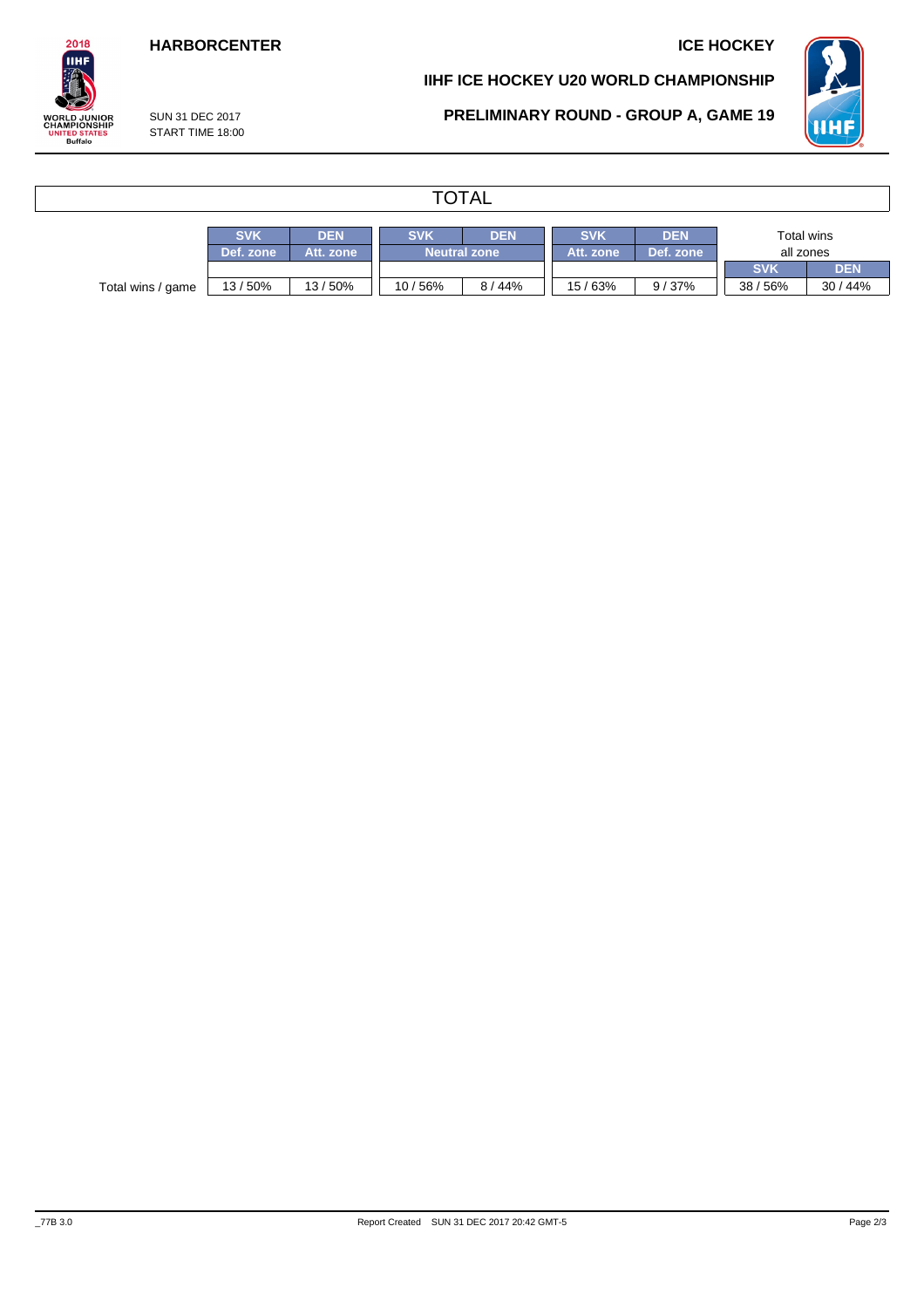## TOTAL

| | SVK | DEN | SVK | DEN | SVK | DEN | Total wins all zones | |
|---|---|---|---|---|---|---|---|---|
| | Def. zone | Att. zone | Neutral zone | | Att. zone | Def. zone | SVK | DEN |
| Total wins / game | 13 / 50% | 13 / 50% | 10 / 56% | 8 / 44% | 15 / 63% | 9 / 37% | 38 / 56% | 30 / 44% |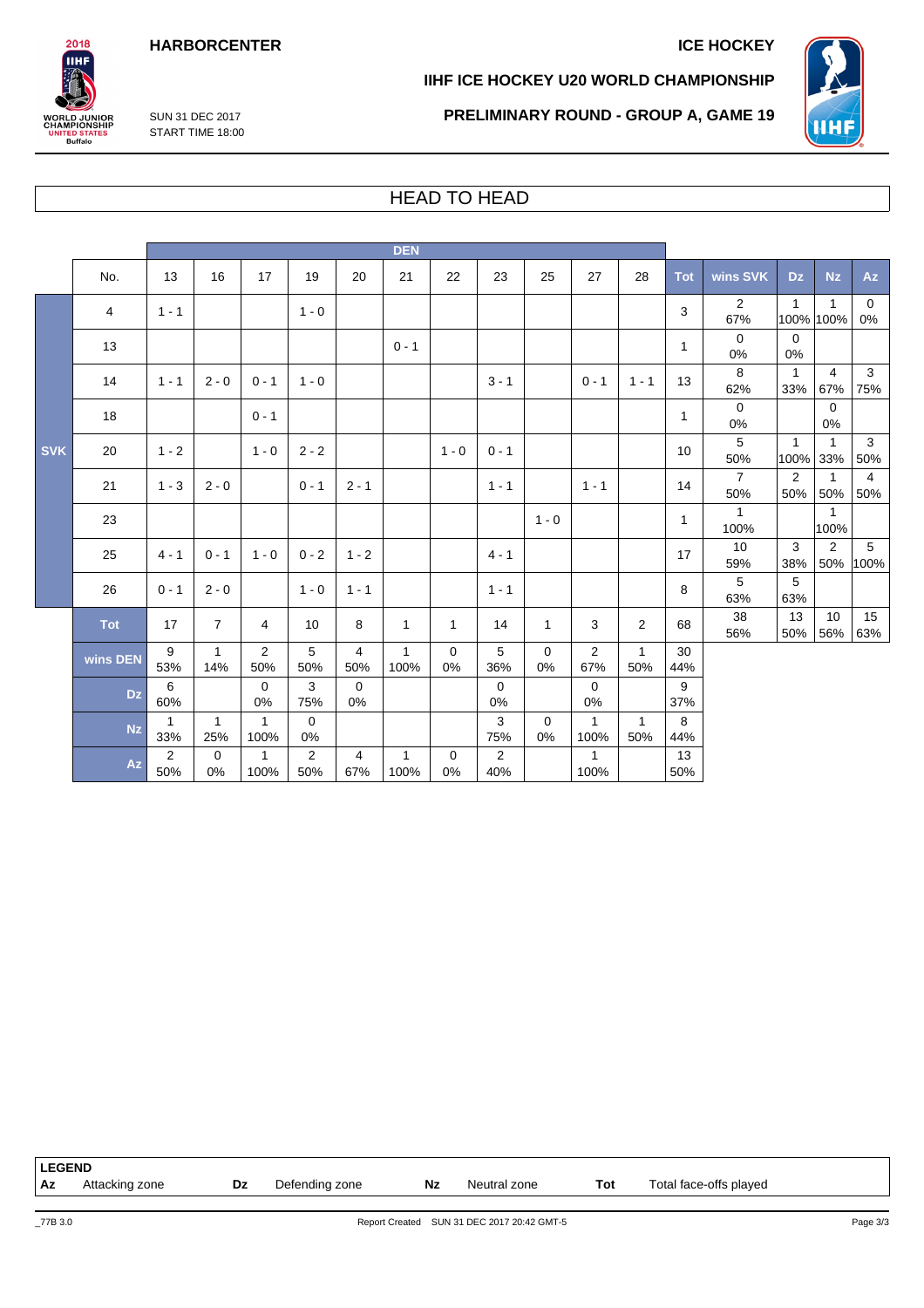**HARBORCENTER** **ICE HOCKEY**

**IIHF ICE HOCKEY U20 WORLD CHAMPIONSHIP**

SUN 31 DEC 2017
START TIME 18:00

**PRELIMINARY ROUND - GROUP A, GAME 19**

# HEAD TO HEAD

| | | DEN | | | | | | | | | | | | | | | |
|---|---|---|---|---|---|---|---|---|---|---|---|---|---|---|---|---|---|
| | No. | 13 | 16 | 17 | 19 | 20 | 21 | 22 | 23 | 25 | 27 | 28 | Tot | wins SVK | Dz | Nz | Az |
| SVK | 4 | 1 - 1 | | | 1 - 0 | | | | | | | | 3 | 2 67% | 1 100% | 1 100% | 0 0% |
| | 13 | | | | | | 0 - 1 | | | | | | 1 | 0 0% | 0 0% | | |
| | 14 | 1 - 1 | 2 - 0 | 0 - 1 | 1 - 0 | | | | 3 - 1 | | 0 - 1 | 1 - 1 | 13 | 8 62% | 1 33% | 4 67% | 3 75% |
| | 18 | | | 0 - 1 | | | | | | | | | 1 | 0 0% | | 0 0% | |
| | 20 | 1 - 2 | | 1 - 0 | 2 - 2 | | | 1 - 0 | 0 - 1 | | | | 10 | 5 50% | 1 100% | 1 33% | 3 50% |
| | 21 | 1 - 3 | 2 - 0 | | 0 - 1 | 2 - 1 | | | 1 - 1 | | 1 - 1 | | 14 | 7 50% | 2 50% | 1 50% | 4 50% |
| | 23 | | | | | | | | | 1 - 0 | | | 1 | 1 100% | | 1 100% | |
| | 25 | 4 - 1 | 0 - 1 | 1 - 0 | 0 - 2 | 1 - 2 | | | 4 - 1 | | | | 17 | 10 59% | 3 38% | 2 50% | 5 100% |
| | 26 | 0 - 1 | 2 - 0 | | 1 - 0 | 1 - 1 | | | 1 - 1 | | | | 8 | 5 63% | 5 63% | | |
| | Tot | 17 | 7 | 4 | 10 | 8 | 1 | 1 | 14 | 1 | 3 | 2 | 68 | 38 56% | 13 50% | 10 56% | 15 63% |
| | wins DEN | 9 53% | 1 14% | 2 50% | 5 50% | 4 50% | 1 100% | 0 0% | 5 36% | 0 0% | 2 67% | 1 50% | 30 44% | | | | |
| | Dz | 6 60% | | 0 0% | 3 75% | 0 0% | | | 0 0% | | 0 0% | | 9 37% | | | | |
| | Nz | 1 33% | 1 25% | 1 100% | 0 0% | | | | 3 75% | 0 0% | 1 100% | 1 50% | 8 44% | | | | |
| | Az | 2 50% | 0 0% | 1 100% | 2 50% | 4 67% | 1 100% | 0 0% | 2 40% | | 1 100% | | 13 50% | | | | |

**LEGEND**

| | | | | | | | |
|---|---|---|---|---|---|---|---|
| **Az** | Attacking zone | **Dz** | Defending zone | **Nz** | Neutral zone | **Tot** | Total face-offs played |

_77B 3.0 Report Created SUN 31 DEC 2017 20:42 GMT-5